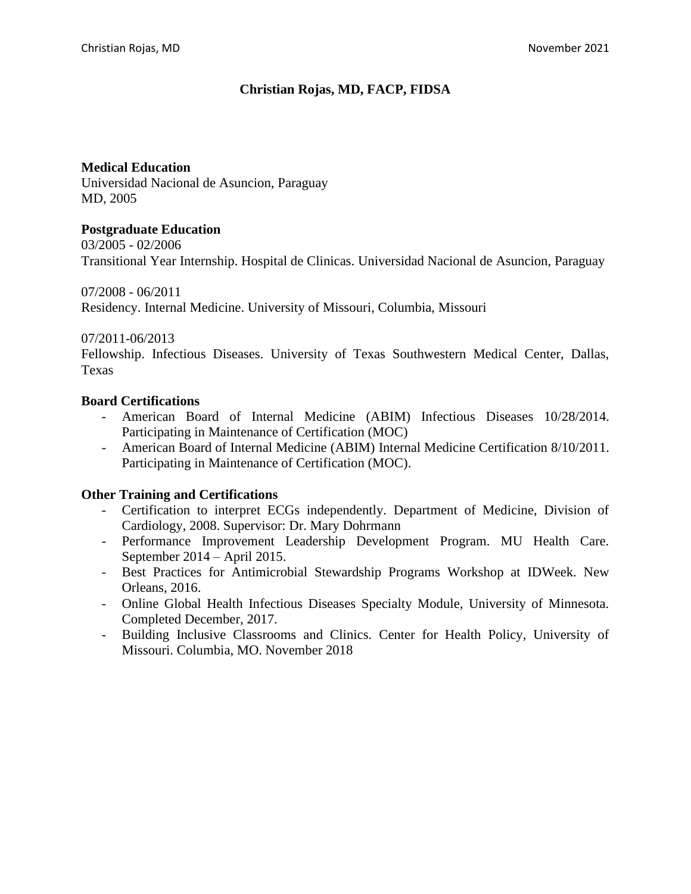# Christian Rojas, MD, FACP, FIDSA

**Medical Education**

Universidad Nacional de Asuncion, Paraguay
MD, 2005

**Postgraduate Education**

03/2005 - 02/2006
Transitional Year Internship. Hospital de Clinicas. Universidad Nacional de Asuncion, Paraguay

07/2008 - 06/2011
Residency. Internal Medicine. University of Missouri, Columbia, Missouri

07/2011-06/2013
Fellowship. Infectious Diseases. University of Texas Southwestern Medical Center, Dallas, Texas

**Board Certifications**

- American Board of Internal Medicine (ABIM) Infectious Diseases 10/28/2014. Participating in Maintenance of Certification (MOC)
- American Board of Internal Medicine (ABIM) Internal Medicine Certification 8/10/2011. Participating in Maintenance of Certification (MOC).

**Other Training and Certifications**

- Certification to interpret ECGs independently. Department of Medicine, Division of Cardiology, 2008. Supervisor: Dr. Mary Dohrmann
- Performance Improvement Leadership Development Program. MU Health Care. September 2014 – April 2015.
- Best Practices for Antimicrobial Stewardship Programs Workshop at IDWeek. New Orleans, 2016.
- Online Global Health Infectious Diseases Specialty Module, University of Minnesota. Completed December, 2017.
- Building Inclusive Classrooms and Clinics. Center for Health Policy, University of Missouri. Columbia, MO. November 2018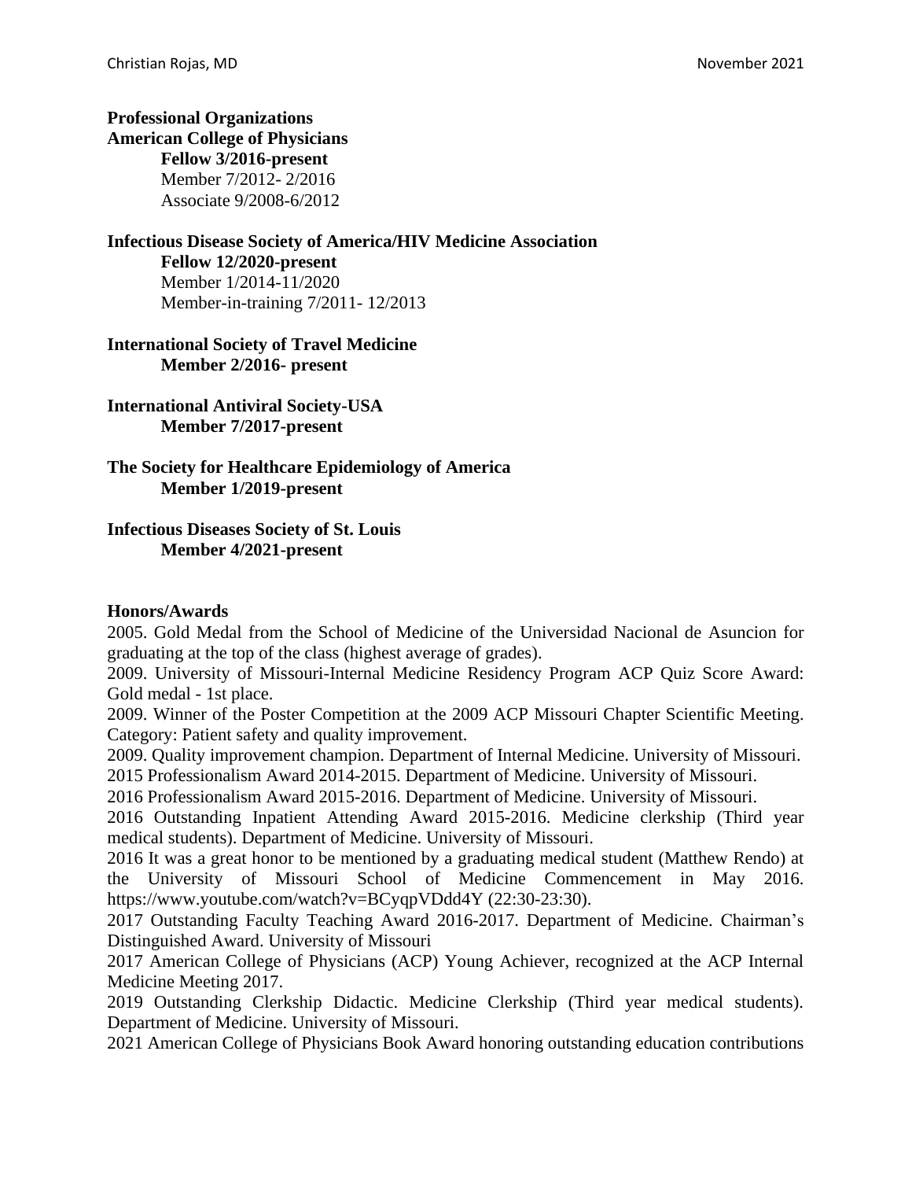**Professional Organizations**

**American College of Physicians**

**Fellow 3/2016-present**
Member 7/2012- 2/2016
Associate 9/2008-6/2012

**Infectious Disease Society of America/HIV Medicine Association**

**Fellow 12/2020-present**
Member 1/2014-11/2020
Member-in-training 7/2011- 12/2013

**International Society of Travel Medicine**

**Member 2/2016- present**

**International Antiviral Society-USA**

**Member 7/2017-present**

**The Society for Healthcare Epidemiology of America**

**Member 1/2019-present**

**Infectious Diseases Society of St. Louis**

**Member 4/2021-present**

**Honors/Awards**

2005. Gold Medal from the School of Medicine of the Universidad Nacional de Asuncion for graduating at the top of the class (highest average of grades).
2009. University of Missouri-Internal Medicine Residency Program ACP Quiz Score Award: Gold medal - 1st place.
2009. Winner of the Poster Competition at the 2009 ACP Missouri Chapter Scientific Meeting. Category: Patient safety and quality improvement.
2009. Quality improvement champion. Department of Internal Medicine. University of Missouri.
2015 Professionalism Award 2014-2015. Department of Medicine. University of Missouri.
2016 Professionalism Award 2015-2016. Department of Medicine. University of Missouri.
2016 Outstanding Inpatient Attending Award 2015-2016. Medicine clerkship (Third year medical students). Department of Medicine. University of Missouri.
2016 It was a great honor to be mentioned by a graduating medical student (Matthew Rendo) at the University of Missouri School of Medicine Commencement in May 2016. https://www.youtube.com/watch?v=BCyqpVDdd4Y (22:30-23:30).
2017 Outstanding Faculty Teaching Award 2016-2017. Department of Medicine. Chairman's Distinguished Award. University of Missouri
2017 American College of Physicians (ACP) Young Achiever, recognized at the ACP Internal Medicine Meeting 2017.
2019 Outstanding Clerkship Didactic. Medicine Clerkship (Third year medical students). Department of Medicine. University of Missouri.
2021 American College of Physicians Book Award honoring outstanding education contributions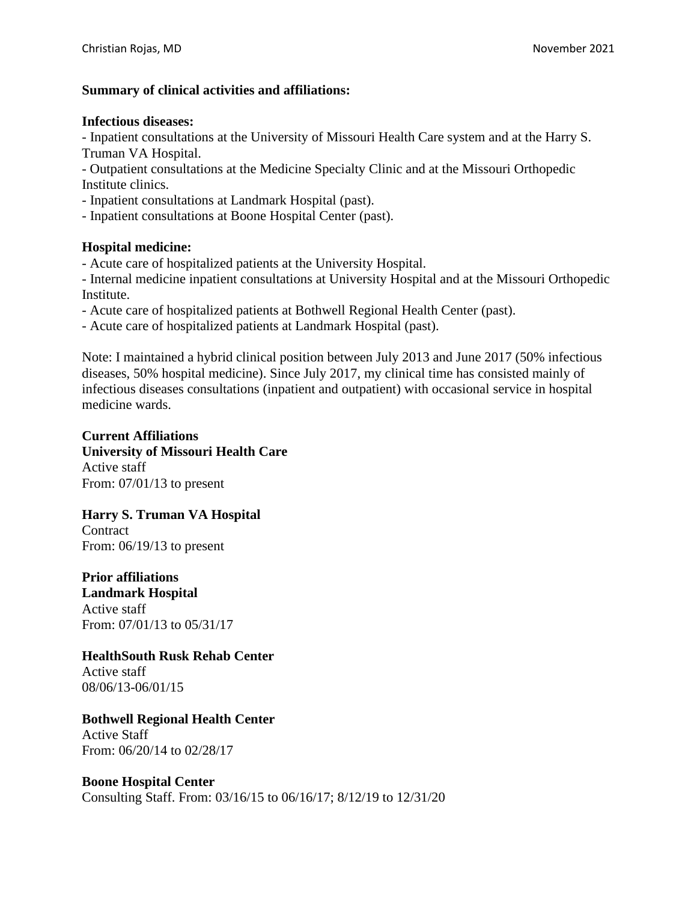**Summary of clinical activities and affiliations:**

**Infectious diseases:**

- Inpatient consultations at the University of Missouri Health Care system and at the Harry S. Truman VA Hospital.
- Outpatient consultations at the Medicine Specialty Clinic and at the Missouri Orthopedic Institute clinics.
- Inpatient consultations at Landmark Hospital (past).
- Inpatient consultations at Boone Hospital Center (past).

**Hospital medicine:**

- Acute care of hospitalized patients at the University Hospital.
- Internal medicine inpatient consultations at University Hospital and at the Missouri Orthopedic Institute.
- Acute care of hospitalized patients at Bothwell Regional Health Center (past).
- Acute care of hospitalized patients at Landmark Hospital (past).

Note: I maintained a hybrid clinical position between July 2013 and June 2017 (50% infectious diseases, 50% hospital medicine). Since July 2017, my clinical time has consisted mainly of infectious diseases consultations (inpatient and outpatient) with occasional service in hospital medicine wards.

**Current Affiliations**

**University of Missouri Health Care**
Active staff
From: 07/01/13 to present

**Harry S. Truman VA Hospital**
Contract
From: 06/19/13 to present

**Prior affiliations**

**Landmark Hospital**
Active staff
From: 07/01/13 to 05/31/17

**HealthSouth Rusk Rehab Center**
Active staff
08/06/13-06/01/15

**Bothwell Regional Health Center**
Active Staff
From: 06/20/14 to 02/28/17

**Boone Hospital Center**
Consulting Staff. From: 03/16/15 to 06/16/17; 8/12/19 to 12/31/20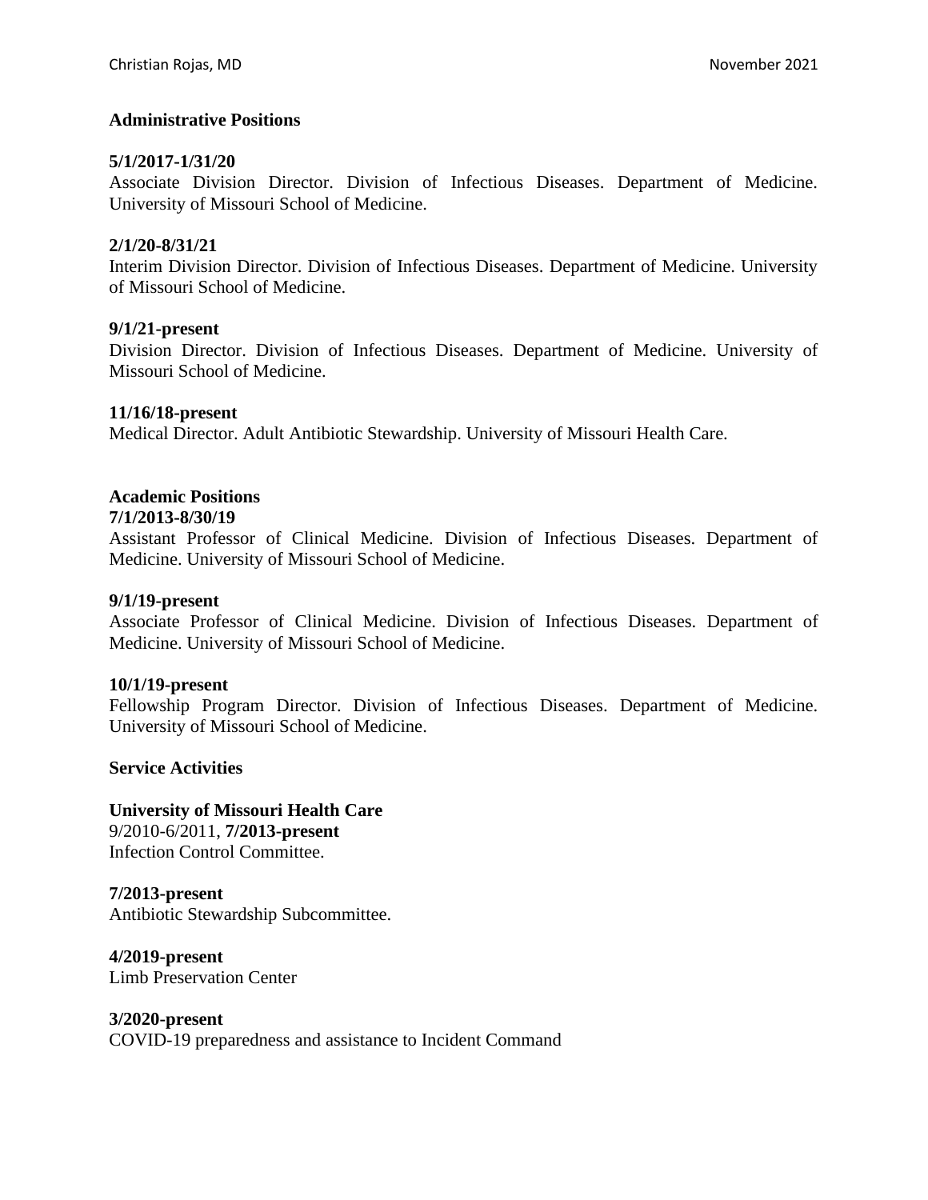**Administrative Positions**

**5/1/2017-1/31/20**
Associate Division Director. Division of Infectious Diseases. Department of Medicine. University of Missouri School of Medicine.

**2/1/20-8/31/21**
Interim Division Director. Division of Infectious Diseases. Department of Medicine. University of Missouri School of Medicine.

**9/1/21-present**
Division Director. Division of Infectious Diseases. Department of Medicine. University of Missouri School of Medicine.

**11/16/18-present**
Medical Director. Adult Antibiotic Stewardship. University of Missouri Health Care.

**Academic Positions**

**7/1/2013-8/30/19**
Assistant Professor of Clinical Medicine. Division of Infectious Diseases. Department of Medicine. University of Missouri School of Medicine.

**9/1/19-present**
Associate Professor of Clinical Medicine. Division of Infectious Diseases. Department of Medicine. University of Missouri School of Medicine.

**10/1/19-present**
Fellowship Program Director. Division of Infectious Diseases. Department of Medicine. University of Missouri School of Medicine.

**Service Activities**

**University of Missouri Health Care**
9/2010-6/2011, **7/2013-present**
Infection Control Committee.

**7/2013-present**
Antibiotic Stewardship Subcommittee.

**4/2019-present**
Limb Preservation Center

**3/2020-present**
COVID-19 preparedness and assistance to Incident Command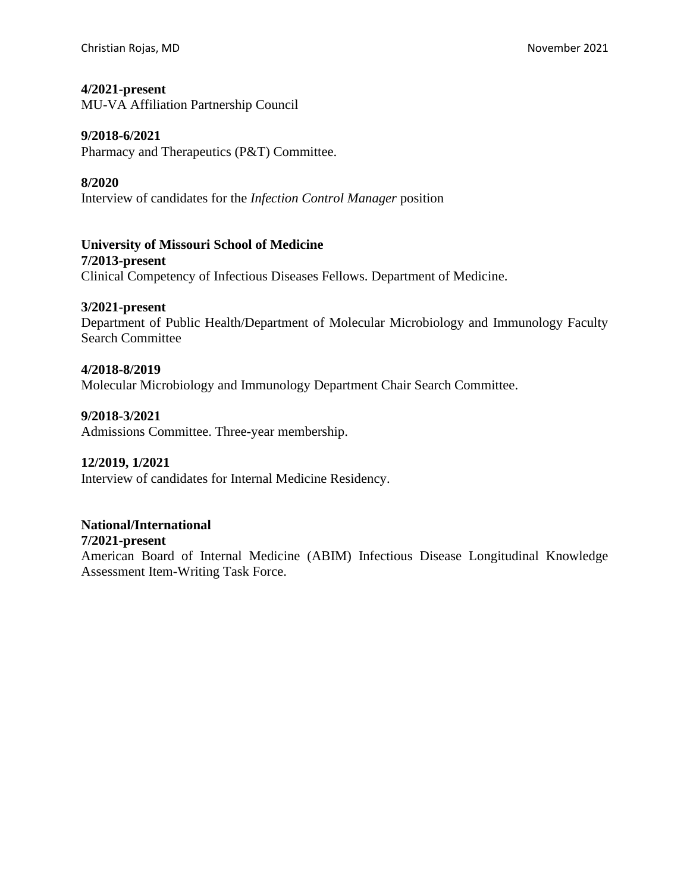**4/2021-present**
MU-VA Affiliation Partnership Council

**9/2018-6/2021**
Pharmacy and Therapeutics (P&T) Committee.

**8/2020**
Interview of candidates for the *Infection Control Manager* position

**University of Missouri School of Medicine**

**7/2013-present**
Clinical Competency of Infectious Diseases Fellows. Department of Medicine.

**3/2021-present**
Department of Public Health/Department of Molecular Microbiology and Immunology Faculty Search Committee

**4/2018-8/2019**
Molecular Microbiology and Immunology Department Chair Search Committee.

**9/2018-3/2021**
Admissions Committee. Three-year membership.

**12/2019, 1/2021**
Interview of candidates for Internal Medicine Residency.

**National/International**

**7/2021-present**
American Board of Internal Medicine (ABIM) Infectious Disease Longitudinal Knowledge Assessment Item-Writing Task Force.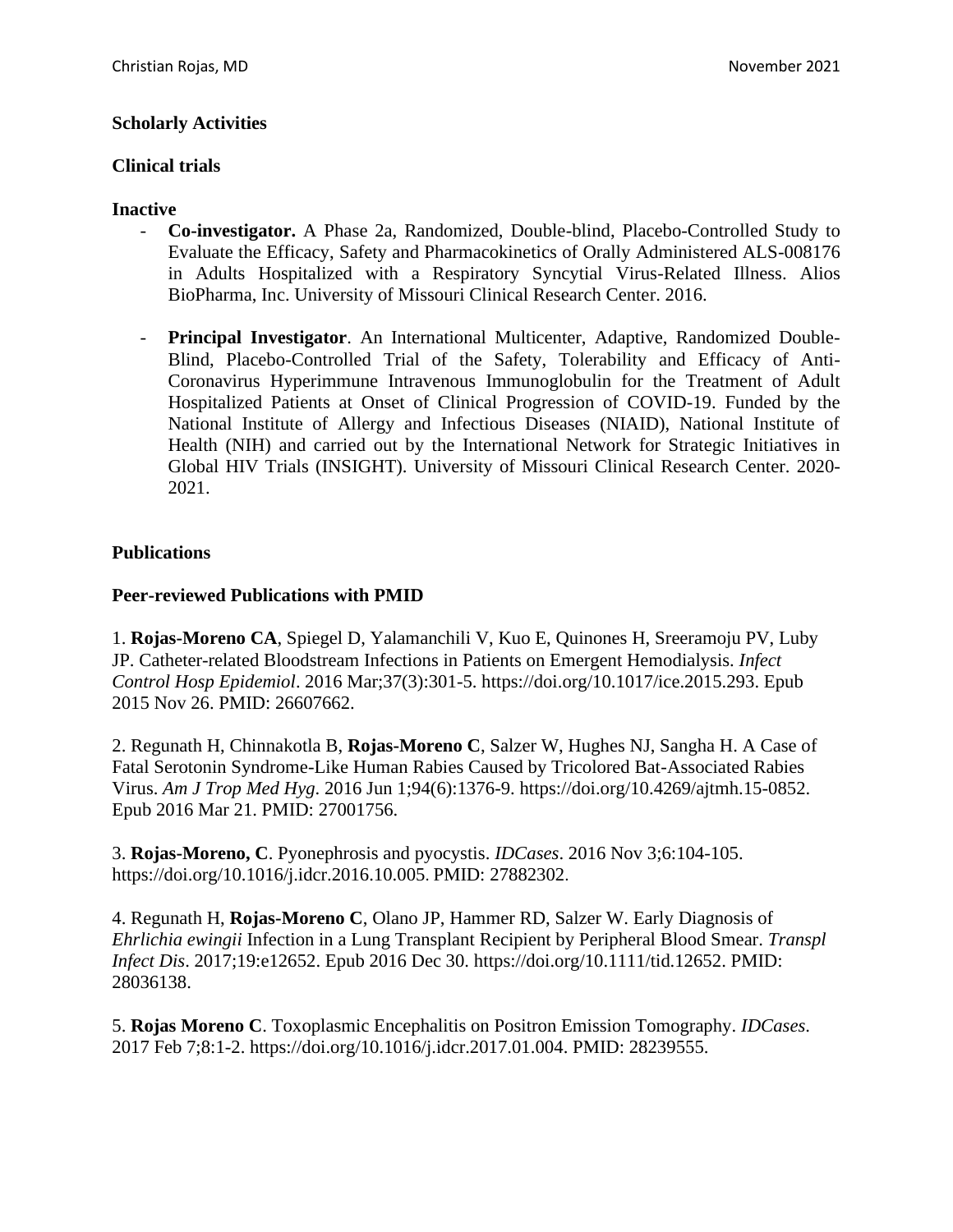**Scholarly Activities**

**Clinical trials**

**Inactive**

- **Co-investigator.** A Phase 2a, Randomized, Double-blind, Placebo-Controlled Study to Evaluate the Efficacy, Safety and Pharmacokinetics of Orally Administered ALS-008176 in Adults Hospitalized with a Respiratory Syncytial Virus-Related Illness. Alios BioPharma, Inc. University of Missouri Clinical Research Center. 2016.

- **Principal Investigator**. An International Multicenter, Adaptive, Randomized Double-Blind, Placebo-Controlled Trial of the Safety, Tolerability and Efficacy of Anti-Coronavirus Hyperimmune Intravenous Immunoglobulin for the Treatment of Adult Hospitalized Patients at Onset of Clinical Progression of COVID-19. Funded by the National Institute of Allergy and Infectious Diseases (NIAID), National Institute of Health (NIH) and carried out by the International Network for Strategic Initiatives in Global HIV Trials (INSIGHT). University of Missouri Clinical Research Center. 2020-2021.

**Publications**

**Peer-reviewed Publications with PMID**

1. **Rojas-Moreno CA**, Spiegel D, Yalamanchili V, Kuo E, Quinones H, Sreeramoju PV, Luby JP. Catheter-related Bloodstream Infections in Patients on Emergent Hemodialysis. *Infect Control Hosp Epidemiol*. 2016 Mar;37(3):301-5. https://doi.org/10.1017/ice.2015.293. Epub 2015 Nov 26. PMID: 26607662.

2. Regunath H, Chinnakotla B, **Rojas-Moreno C**, Salzer W, Hughes NJ, Sangha H. A Case of Fatal Serotonin Syndrome-Like Human Rabies Caused by Tricolored Bat-Associated Rabies Virus. *Am J Trop Med Hyg*. 2016 Jun 1;94(6):1376-9. https://doi.org/10.4269/ajtmh.15-0852. Epub 2016 Mar 21. PMID: 27001756.

3. **Rojas-Moreno, C**. Pyonephrosis and pyocystis. *IDCases*. 2016 Nov 3;6:104-105. https://doi.org/10.1016/j.idcr.2016.10.005. PMID: 27882302.

4. Regunath H, **Rojas-Moreno C**, Olano JP, Hammer RD, Salzer W. Early Diagnosis of *Ehrlichia ewingii* Infection in a Lung Transplant Recipient by Peripheral Blood Smear. *Transpl Infect Dis*. 2017;19:e12652. Epub 2016 Dec 30. https://doi.org/10.1111/tid.12652. PMID: 28036138.

5. **Rojas Moreno C**. Toxoplasmic Encephalitis on Positron Emission Tomography. *IDCases*. 2017 Feb 7;8:1-2. https://doi.org/10.1016/j.idcr.2017.01.004. PMID: 28239555.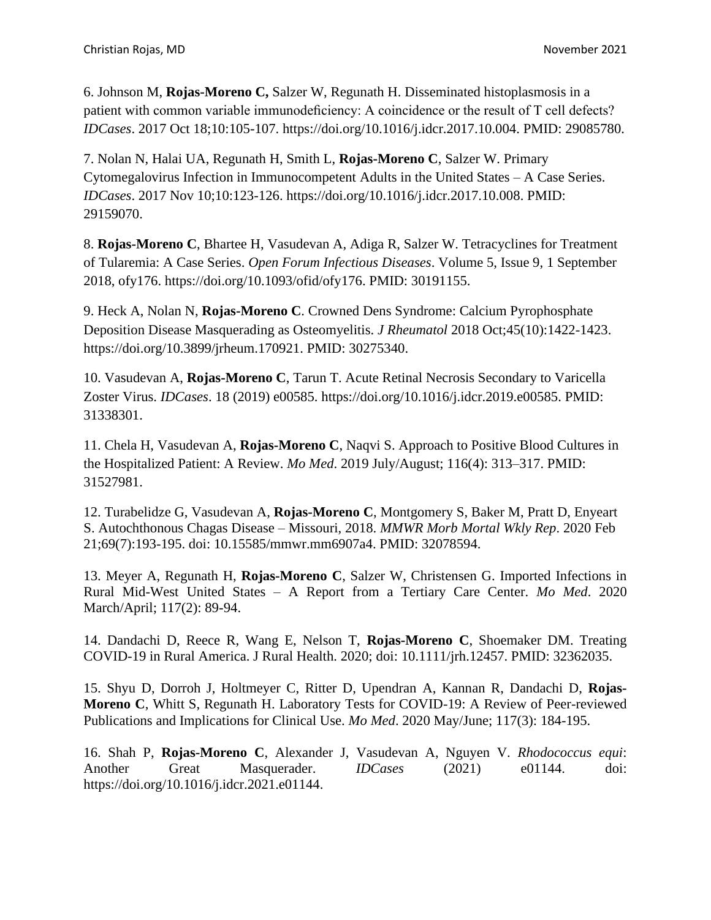6. Johnson M, **Rojas-Moreno C,** Salzer W, Regunath H. Disseminated histoplasmosis in a patient with common variable immunodeficiency: A coincidence or the result of T cell defects? *IDCases*. 2017 Oct 18;10:105-107. https://doi.org/10.1016/j.idcr.2017.10.004. PMID: 29085780.

7. Nolan N, Halai UA, Regunath H, Smith L, **Rojas-Moreno C**, Salzer W. Primary Cytomegalovirus Infection in Immunocompetent Adults in the United States – A Case Series. *IDCases*. 2017 Nov 10;10:123-126. https://doi.org/10.1016/j.idcr.2017.10.008. PMID: 29159070.

8. **Rojas-Moreno C**, Bhartee H, Vasudevan A, Adiga R, Salzer W. Tetracyclines for Treatment of Tularemia: A Case Series. *Open Forum Infectious Diseases*. Volume 5, Issue 9, 1 September 2018, ofy176. https://doi.org/10.1093/ofid/ofy176. PMID: 30191155.

9. Heck A, Nolan N, **Rojas-Moreno C**. Crowned Dens Syndrome: Calcium Pyrophosphate Deposition Disease Masquerading as Osteomyelitis. *J Rheumatol* 2018 Oct;45(10):1422-1423. https://doi.org/10.3899/jrheum.170921. PMID: 30275340.

10. Vasudevan A, **Rojas-Moreno C**, Tarun T. Acute Retinal Necrosis Secondary to Varicella Zoster Virus. *IDCases*. 18 (2019) e00585. https://doi.org/10.1016/j.idcr.2019.e00585. PMID: 31338301.

11. Chela H, Vasudevan A, **Rojas-Moreno C**, Naqvi S. Approach to Positive Blood Cultures in the Hospitalized Patient: A Review. *Mo Med*. 2019 July/August; 116(4): 313–317. PMID: 31527981.

12. Turabelidze G, Vasudevan A, **Rojas-Moreno C**, Montgomery S, Baker M, Pratt D, Enyeart S. Autochthonous Chagas Disease – Missouri, 2018. *MMWR Morb Mortal Wkly Rep*. 2020 Feb 21;69(7):193-195. doi: 10.15585/mmwr.mm6907a4. PMID: 32078594.

13. Meyer A, Regunath H, **Rojas-Moreno C**, Salzer W, Christensen G. Imported Infections in Rural Mid-West United States – A Report from a Tertiary Care Center. *Mo Med*. 2020 March/April; 117(2): 89-94.

14. Dandachi D, Reece R, Wang E, Nelson T, **Rojas-Moreno C**, Shoemaker DM. Treating COVID-19 in Rural America. J Rural Health. 2020; doi: 10.1111/jrh.12457. PMID: 32362035.

15. Shyu D, Dorroh J, Holtmeyer C, Ritter D, Upendran A, Kannan R, Dandachi D, **Rojas-Moreno C**, Whitt S, Regunath H. Laboratory Tests for COVID-19: A Review of Peer-reviewed Publications and Implications for Clinical Use. *Mo Med*. 2020 May/June; 117(3): 184-195.

16. Shah P, **Rojas-Moreno C**, Alexander J, Vasudevan A, Nguyen V. *Rhodococcus equi*: Another Great Masquerader. *IDCases* (2021) e01144. doi: https://doi.org/10.1016/j.idcr.2021.e01144.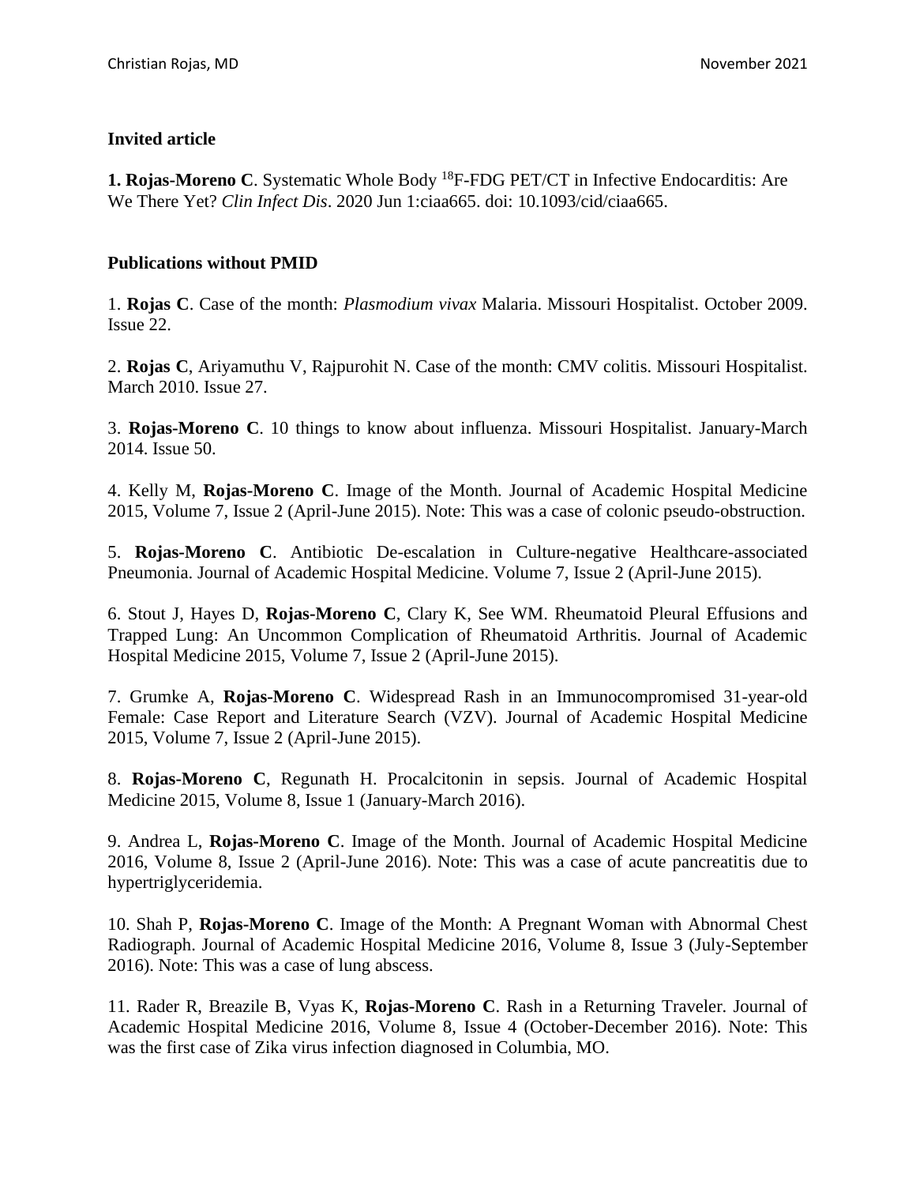**Invited article**

**1. Rojas-Moreno C**. Systematic Whole Body $^{18}$F-FDG PET/CT in Infective Endocarditis: Are We There Yet? *Clin Infect Dis*. 2020 Jun 1:ciaa665. doi: 10.1093/cid/ciaa665.

**Publications without PMID**

1. **Rojas C**. Case of the month: *Plasmodium vivax* Malaria. Missouri Hospitalist. October 2009. Issue 22.

2. **Rojas C**, Ariyamuthu V, Rajpurohit N. Case of the month: CMV colitis. Missouri Hospitalist. March 2010. Issue 27.

3. **Rojas-Moreno C**. 10 things to know about influenza. Missouri Hospitalist. January-March 2014. Issue 50.

4. Kelly M, **Rojas-Moreno C**. Image of the Month. Journal of Academic Hospital Medicine 2015, Volume 7, Issue 2 (April-June 2015). Note: This was a case of colonic pseudo-obstruction.

5. **Rojas-Moreno C**. Antibiotic De-escalation in Culture-negative Healthcare-associated Pneumonia. Journal of Academic Hospital Medicine. Volume 7, Issue 2 (April-June 2015).

6. Stout J, Hayes D, **Rojas-Moreno C**, Clary K, See WM. Rheumatoid Pleural Effusions and Trapped Lung: An Uncommon Complication of Rheumatoid Arthritis. Journal of Academic Hospital Medicine 2015, Volume 7, Issue 2 (April-June 2015).

7. Grumke A, **Rojas-Moreno C**. Widespread Rash in an Immunocompromised 31-year-old Female: Case Report and Literature Search (VZV). Journal of Academic Hospital Medicine 2015, Volume 7, Issue 2 (April-June 2015).

8. **Rojas-Moreno C**, Regunath H. Procalcitonin in sepsis. Journal of Academic Hospital Medicine 2015, Volume 8, Issue 1 (January-March 2016).

9. Andrea L, **Rojas-Moreno C**. Image of the Month. Journal of Academic Hospital Medicine 2016, Volume 8, Issue 2 (April-June 2016). Note: This was a case of acute pancreatitis due to hypertriglyceridemia.

10. Shah P, **Rojas-Moreno C**. Image of the Month: A Pregnant Woman with Abnormal Chest Radiograph. Journal of Academic Hospital Medicine 2016, Volume 8, Issue 3 (July-September 2016). Note: This was a case of lung abscess.

11. Rader R, Breazile B, Vyas K, **Rojas-Moreno C**. Rash in a Returning Traveler. Journal of Academic Hospital Medicine 2016, Volume 8, Issue 4 (October-December 2016). Note: This was the first case of Zika virus infection diagnosed in Columbia, MO.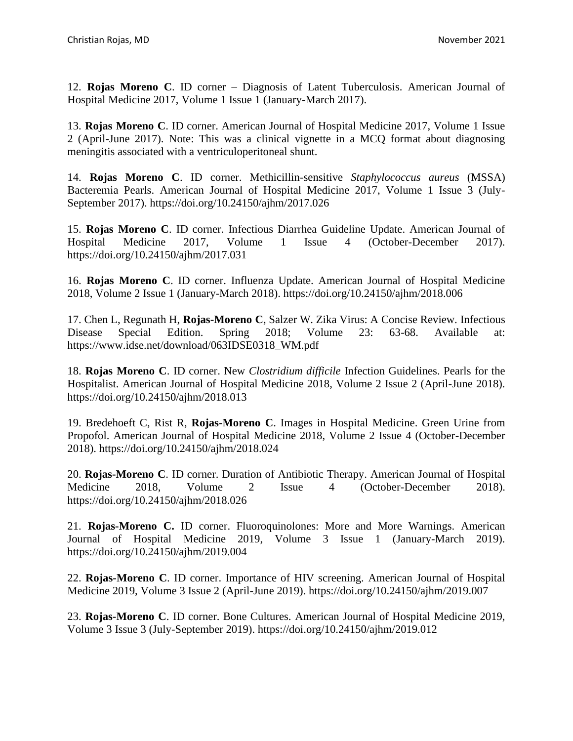12. **Rojas Moreno C**. ID corner – Diagnosis of Latent Tuberculosis. American Journal of Hospital Medicine 2017, Volume 1 Issue 1 (January-March 2017).

13. **Rojas Moreno C**. ID corner. American Journal of Hospital Medicine 2017, Volume 1 Issue 2 (April-June 2017). Note: This was a clinical vignette in a MCQ format about diagnosing meningitis associated with a ventriculoperitoneal shunt.

14. **Rojas Moreno C**. ID corner. Methicillin-sensitive *Staphylococcus aureus* (MSSA) Bacteremia Pearls. American Journal of Hospital Medicine 2017, Volume 1 Issue 3 (July-September 2017). https://doi.org/10.24150/ajhm/2017.026

15. **Rojas Moreno C**. ID corner. Infectious Diarrhea Guideline Update. American Journal of Hospital Medicine 2017, Volume 1 Issue 4 (October-December 2017). https://doi.org/10.24150/ajhm/2017.031

16. **Rojas Moreno C**. ID corner. Influenza Update. American Journal of Hospital Medicine 2018, Volume 2 Issue 1 (January-March 2018). https://doi.org/10.24150/ajhm/2018.006

17. Chen L, Regunath H, **Rojas-Moreno C**, Salzer W. Zika Virus: A Concise Review. Infectious Disease Special Edition. Spring 2018; Volume 23: 63-68. Available at: https://www.idse.net/download/063IDSE0318_WM.pdf

18. **Rojas Moreno C**. ID corner. New *Clostridium difficile* Infection Guidelines. Pearls for the Hospitalist. American Journal of Hospital Medicine 2018, Volume 2 Issue 2 (April-June 2018). https://doi.org/10.24150/ajhm/2018.013

19. Bredehoeft C, Rist R, **Rojas-Moreno C**. Images in Hospital Medicine. Green Urine from Propofol. American Journal of Hospital Medicine 2018, Volume 2 Issue 4 (October-December 2018). https://doi.org/10.24150/ajhm/2018.024

20. **Rojas-Moreno C**. ID corner. Duration of Antibiotic Therapy. American Journal of Hospital Medicine 2018, Volume 2 Issue 4 (October-December 2018). https://doi.org/10.24150/ajhm/2018.026

21. **Rojas-Moreno C.** ID corner. Fluoroquinolones: More and More Warnings. American Journal of Hospital Medicine 2019, Volume 3 Issue 1 (January-March 2019). https://doi.org/10.24150/ajhm/2019.004

22. **Rojas-Moreno C**. ID corner. Importance of HIV screening. American Journal of Hospital Medicine 2019, Volume 3 Issue 2 (April-June 2019). https://doi.org/10.24150/ajhm/2019.007

23. **Rojas-Moreno C**. ID corner. Bone Cultures. American Journal of Hospital Medicine 2019, Volume 3 Issue 3 (July-September 2019). https://doi.org/10.24150/ajhm/2019.012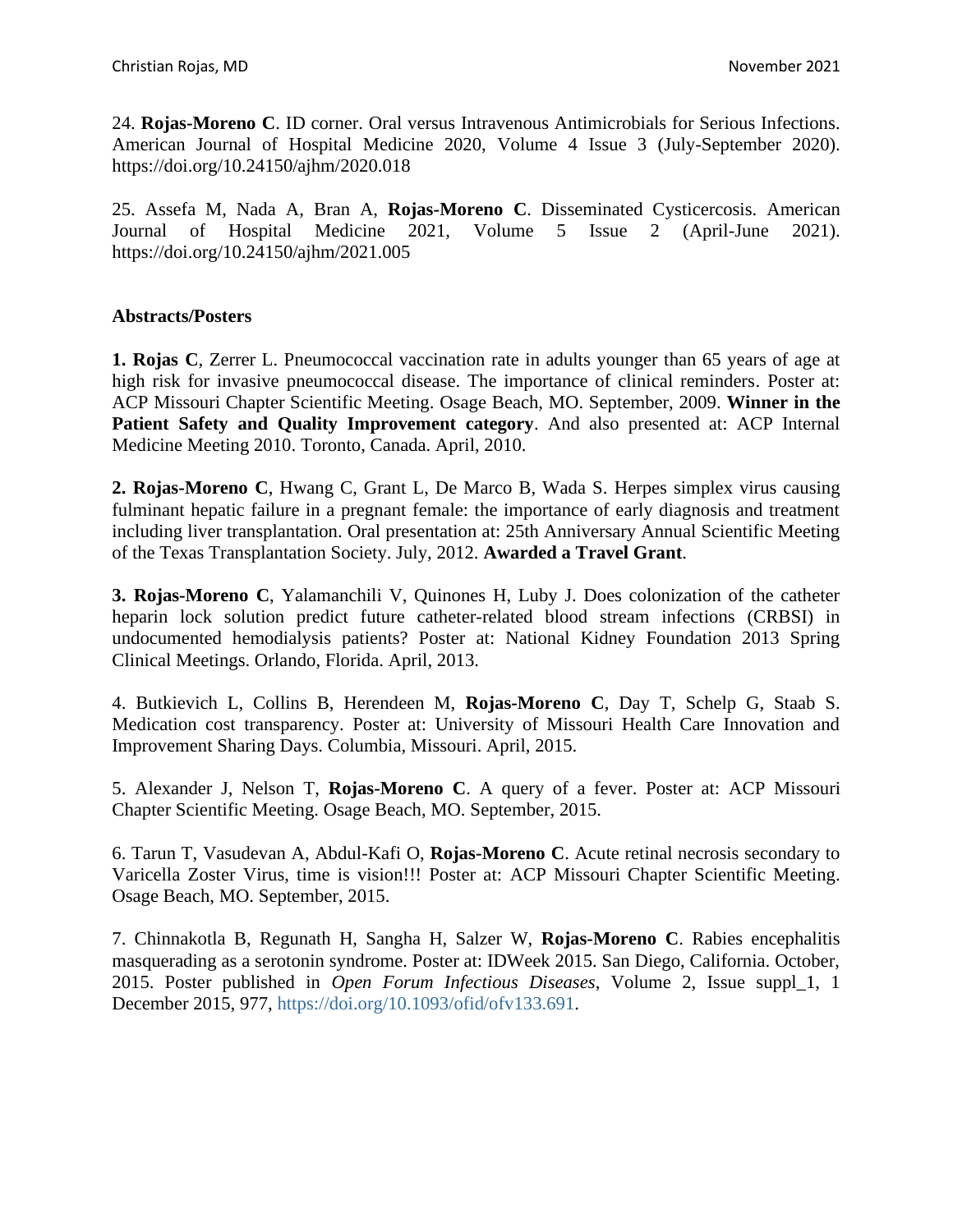24. **Rojas-Moreno C**. ID corner. Oral versus Intravenous Antimicrobials for Serious Infections. American Journal of Hospital Medicine 2020, Volume 4 Issue 3 (July-September 2020). https://doi.org/10.24150/ajhm/2020.018

25. Assefa M, Nada A, Bran A, **Rojas-Moreno C**. Disseminated Cysticercosis. American Journal of Hospital Medicine 2021, Volume 5 Issue 2 (April-June 2021). https://doi.org/10.24150/ajhm/2021.005

**Abstracts/Posters**

**1. Rojas C**, Zerrer L. Pneumococcal vaccination rate in adults younger than 65 years of age at high risk for invasive pneumococcal disease. The importance of clinical reminders. Poster at: ACP Missouri Chapter Scientific Meeting. Osage Beach, MO. September, 2009. **Winner in the Patient Safety and Quality Improvement category**. And also presented at: ACP Internal Medicine Meeting 2010. Toronto, Canada. April, 2010.

**2. Rojas-Moreno C**, Hwang C, Grant L, De Marco B, Wada S. Herpes simplex virus causing fulminant hepatic failure in a pregnant female: the importance of early diagnosis and treatment including liver transplantation. Oral presentation at: 25th Anniversary Annual Scientific Meeting of the Texas Transplantation Society. July, 2012. **Awarded a Travel Grant**.

**3. Rojas-Moreno C**, Yalamanchili V, Quinones H, Luby J. Does colonization of the catheter heparin lock solution predict future catheter-related blood stream infections (CRBSI) in undocumented hemodialysis patients? Poster at: National Kidney Foundation 2013 Spring Clinical Meetings. Orlando, Florida. April, 2013.

4. Butkievich L, Collins B, Herendeen M, **Rojas-Moreno C**, Day T, Schelp G, Staab S. Medication cost transparency. Poster at: University of Missouri Health Care Innovation and Improvement Sharing Days. Columbia, Missouri. April, 2015.

5. Alexander J, Nelson T, **Rojas-Moreno C**. A query of a fever. Poster at: ACP Missouri Chapter Scientific Meeting. Osage Beach, MO. September, 2015.

6. Tarun T, Vasudevan A, Abdul-Kafi O, **Rojas-Moreno C**. Acute retinal necrosis secondary to Varicella Zoster Virus, time is vision!!! Poster at: ACP Missouri Chapter Scientific Meeting. Osage Beach, MO. September, 2015.

7. Chinnakotla B, Regunath H, Sangha H, Salzer W, **Rojas-Moreno C**. Rabies encephalitis masquerading as a serotonin syndrome. Poster at: IDWeek 2015. San Diego, California. October, 2015. Poster published in *Open Forum Infectious Diseases*, Volume 2, Issue suppl_1, 1 December 2015, 977, https://doi.org/10.1093/ofid/ofv133.691.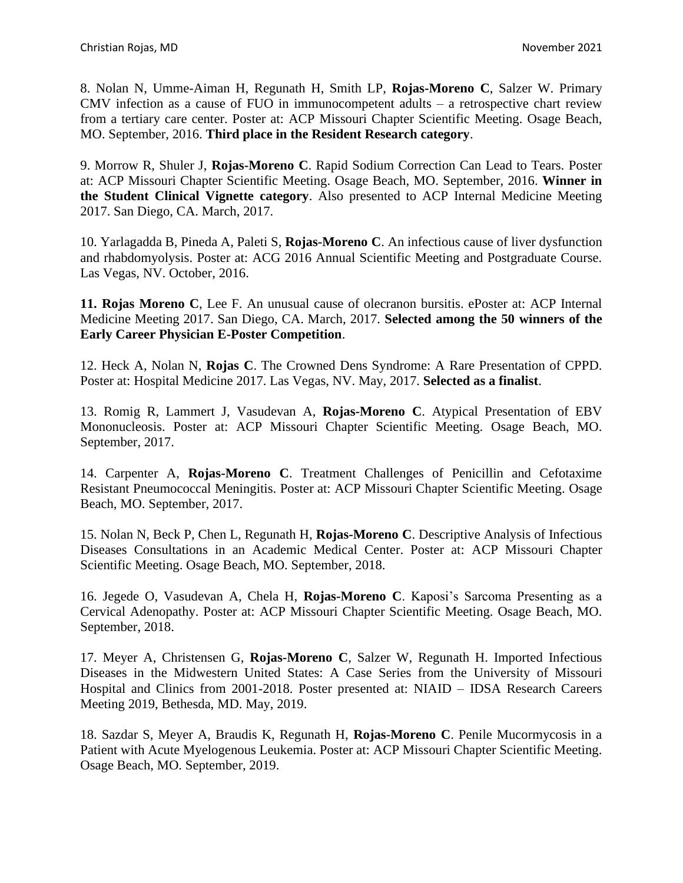8. Nolan N, Umme-Aiman H, Regunath H, Smith LP, **Rojas-Moreno C**, Salzer W. Primary CMV infection as a cause of FUO in immunocompetent adults – a retrospective chart review from a tertiary care center. Poster at: ACP Missouri Chapter Scientific Meeting. Osage Beach, MO. September, 2016. **Third place in the Resident Research category**.

9. Morrow R, Shuler J, **Rojas-Moreno C**. Rapid Sodium Correction Can Lead to Tears. Poster at: ACP Missouri Chapter Scientific Meeting. Osage Beach, MO. September, 2016. **Winner in the Student Clinical Vignette category**. Also presented to ACP Internal Medicine Meeting 2017. San Diego, CA. March, 2017.

10. Yarlagadda B, Pineda A, Paleti S, **Rojas-Moreno C**. An infectious cause of liver dysfunction and rhabdomyolysis. Poster at: ACG 2016 Annual Scientific Meeting and Postgraduate Course. Las Vegas, NV. October, 2016.

**11. Rojas Moreno C**, Lee F. An unusual cause of olecranon bursitis. ePoster at: ACP Internal Medicine Meeting 2017. San Diego, CA. March, 2017. **Selected among the 50 winners of the Early Career Physician E-Poster Competition**.

12. Heck A, Nolan N, **Rojas C**. The Crowned Dens Syndrome: A Rare Presentation of CPPD. Poster at: Hospital Medicine 2017. Las Vegas, NV. May, 2017. **Selected as a finalist**.

13. Romig R, Lammert J, Vasudevan A, **Rojas-Moreno C**. Atypical Presentation of EBV Mononucleosis. Poster at: ACP Missouri Chapter Scientific Meeting. Osage Beach, MO. September, 2017.

14. Carpenter A, **Rojas-Moreno C**. Treatment Challenges of Penicillin and Cefotaxime Resistant Pneumococcal Meningitis. Poster at: ACP Missouri Chapter Scientific Meeting. Osage Beach, MO. September, 2017.

15. Nolan N, Beck P, Chen L, Regunath H, **Rojas-Moreno C**. Descriptive Analysis of Infectious Diseases Consultations in an Academic Medical Center. Poster at: ACP Missouri Chapter Scientific Meeting. Osage Beach, MO. September, 2018.

16. Jegede O, Vasudevan A, Chela H, **Rojas-Moreno C**. Kaposi's Sarcoma Presenting as a Cervical Adenopathy. Poster at: ACP Missouri Chapter Scientific Meeting. Osage Beach, MO. September, 2018.

17. Meyer A, Christensen G, **Rojas-Moreno C**, Salzer W, Regunath H. Imported Infectious Diseases in the Midwestern United States: A Case Series from the University of Missouri Hospital and Clinics from 2001-2018. Poster presented at: NIAID – IDSA Research Careers Meeting 2019, Bethesda, MD. May, 2019.

18. Sazdar S, Meyer A, Braudis K, Regunath H, **Rojas-Moreno C**. Penile Mucormycosis in a Patient with Acute Myelogenous Leukemia. Poster at: ACP Missouri Chapter Scientific Meeting. Osage Beach, MO. September, 2019.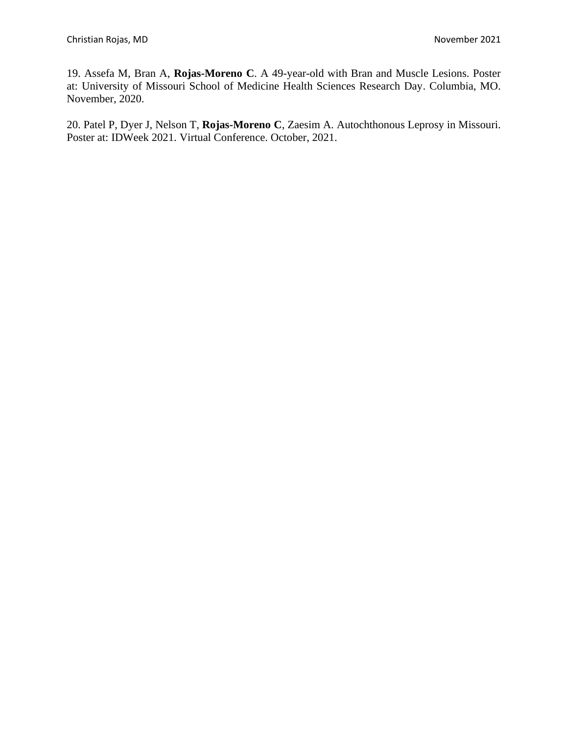19. Assefa M, Bran A, **Rojas-Moreno C**. A 49-year-old with Bran and Muscle Lesions. Poster at: University of Missouri School of Medicine Health Sciences Research Day. Columbia, MO. November, 2020.

20. Patel P, Dyer J, Nelson T, **Rojas-Moreno C**, Zaesim A. Autochthonous Leprosy in Missouri. Poster at: IDWeek 2021. Virtual Conference. October, 2021.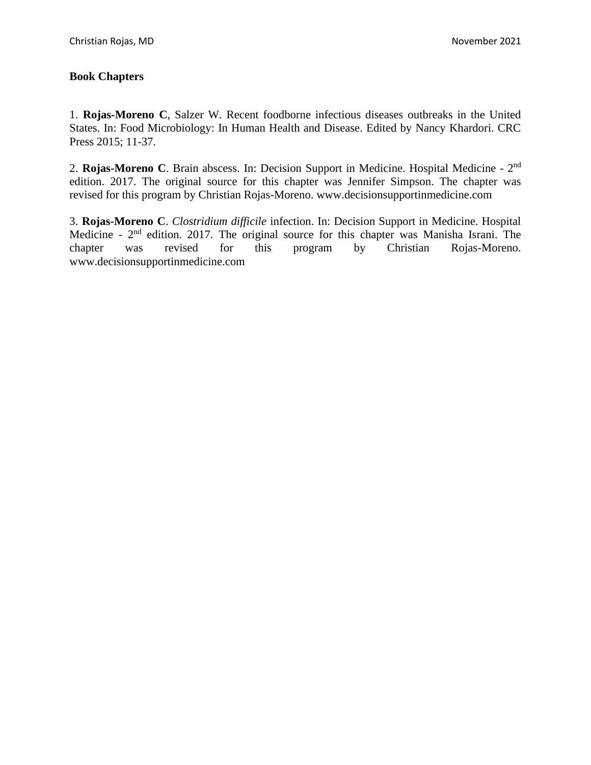**Book Chapters**

1. **Rojas-Moreno C**, Salzer W. Recent foodborne infectious diseases outbreaks in the United States. In: Food Microbiology: In Human Health and Disease. Edited by Nancy Khardori. CRC Press 2015; 11-37.

2. **Rojas-Moreno C**. Brain abscess. In: Decision Support in Medicine. Hospital Medicine - 2nd edition. 2017. The original source for this chapter was Jennifer Simpson. The chapter was revised for this program by Christian Rojas-Moreno. www.decisionsupportinmedicine.com

3. **Rojas-Moreno C**. *Clostridium difficile* infection. In: Decision Support in Medicine. Hospital Medicine - 2nd edition. 2017. The original source for this chapter was Manisha Israni. The chapter was revised for this program by Christian Rojas-Moreno. www.decisionsupportinmedicine.com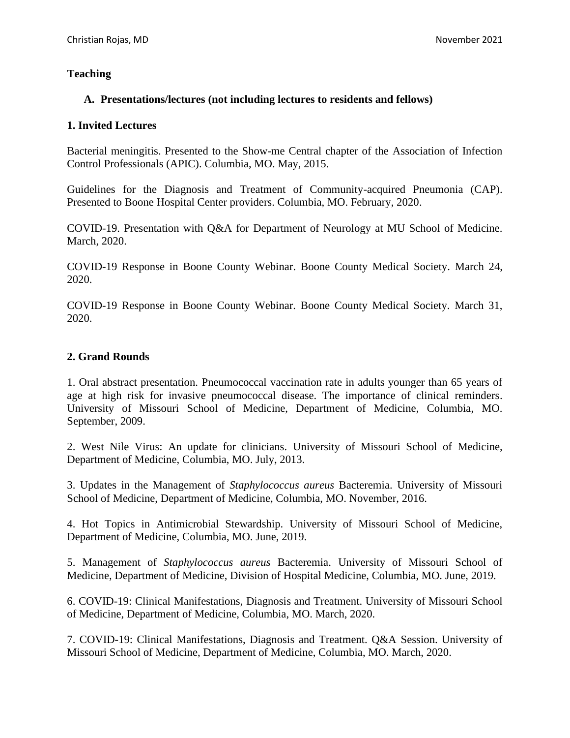## Teaching

### A. Presentations/lectures (not including lectures to residents and fellows)

### 1. Invited Lectures

Bacterial meningitis. Presented to the Show-me Central chapter of the Association of Infection Control Professionals (APIC). Columbia, MO. May, 2015.

Guidelines for the Diagnosis and Treatment of Community-acquired Pneumonia (CAP). Presented to Boone Hospital Center providers. Columbia, MO. February, 2020.

COVID-19. Presentation with Q&A for Department of Neurology at MU School of Medicine. March, 2020.

COVID-19 Response in Boone County Webinar. Boone County Medical Society. March 24, 2020.

COVID-19 Response in Boone County Webinar. Boone County Medical Society. March 31, 2020.

### 2. Grand Rounds

1. Oral abstract presentation. Pneumococcal vaccination rate in adults younger than 65 years of age at high risk for invasive pneumococcal disease. The importance of clinical reminders. University of Missouri School of Medicine, Department of Medicine, Columbia, MO. September, 2009.

2. West Nile Virus: An update for clinicians. University of Missouri School of Medicine, Department of Medicine, Columbia, MO. July, 2013.

3. Updates in the Management of *Staphylococcus aureus* Bacteremia. University of Missouri School of Medicine, Department of Medicine, Columbia, MO. November, 2016.

4. Hot Topics in Antimicrobial Stewardship. University of Missouri School of Medicine, Department of Medicine, Columbia, MO. June, 2019.

5. Management of *Staphylococcus aureus* Bacteremia. University of Missouri School of Medicine, Department of Medicine, Division of Hospital Medicine, Columbia, MO. June, 2019.

6. COVID-19: Clinical Manifestations, Diagnosis and Treatment. University of Missouri School of Medicine, Department of Medicine, Columbia, MO. March, 2020.

7. COVID-19: Clinical Manifestations, Diagnosis and Treatment. Q&A Session. University of Missouri School of Medicine, Department of Medicine, Columbia, MO. March, 2020.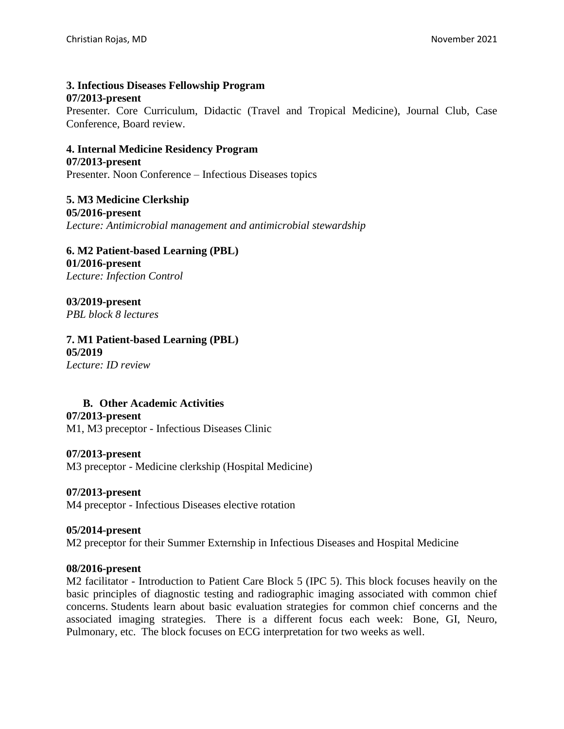**3. Infectious Diseases Fellowship Program**
**07/2013-present**
Presenter. Core Curriculum, Didactic (Travel and Tropical Medicine), Journal Club, Case Conference, Board review.

**4. Internal Medicine Residency Program**
**07/2013-present**
Presenter. Noon Conference – Infectious Diseases topics

**5. M3 Medicine Clerkship**
**05/2016-present**
*Lecture: Antimicrobial management and antimicrobial stewardship*

**6. M2 Patient-based Learning (PBL)**
**01/2016-present**
*Lecture: Infection Control*

**03/2019-present**
*PBL block 8 lectures*

**7. M1 Patient-based Learning (PBL)**
**05/2019**
*Lecture: ID review*

### B. Other Academic Activities

**07/2013-present**
M1, M3 preceptor - Infectious Diseases Clinic

**07/2013-present**
M3 preceptor - Medicine clerkship (Hospital Medicine)

**07/2013-present**
M4 preceptor - Infectious Diseases elective rotation

**05/2014-present**
M2 preceptor for their Summer Externship in Infectious Diseases and Hospital Medicine

**08/2016-present**
M2 facilitator - Introduction to Patient Care Block 5 (IPC 5). This block focuses heavily on the basic principles of diagnostic testing and radiographic imaging associated with common chief concerns. Students learn about basic evaluation strategies for common chief concerns and the associated imaging strategies. There is a different focus each week: Bone, GI, Neuro, Pulmonary, etc. The block focuses on ECG interpretation for two weeks as well.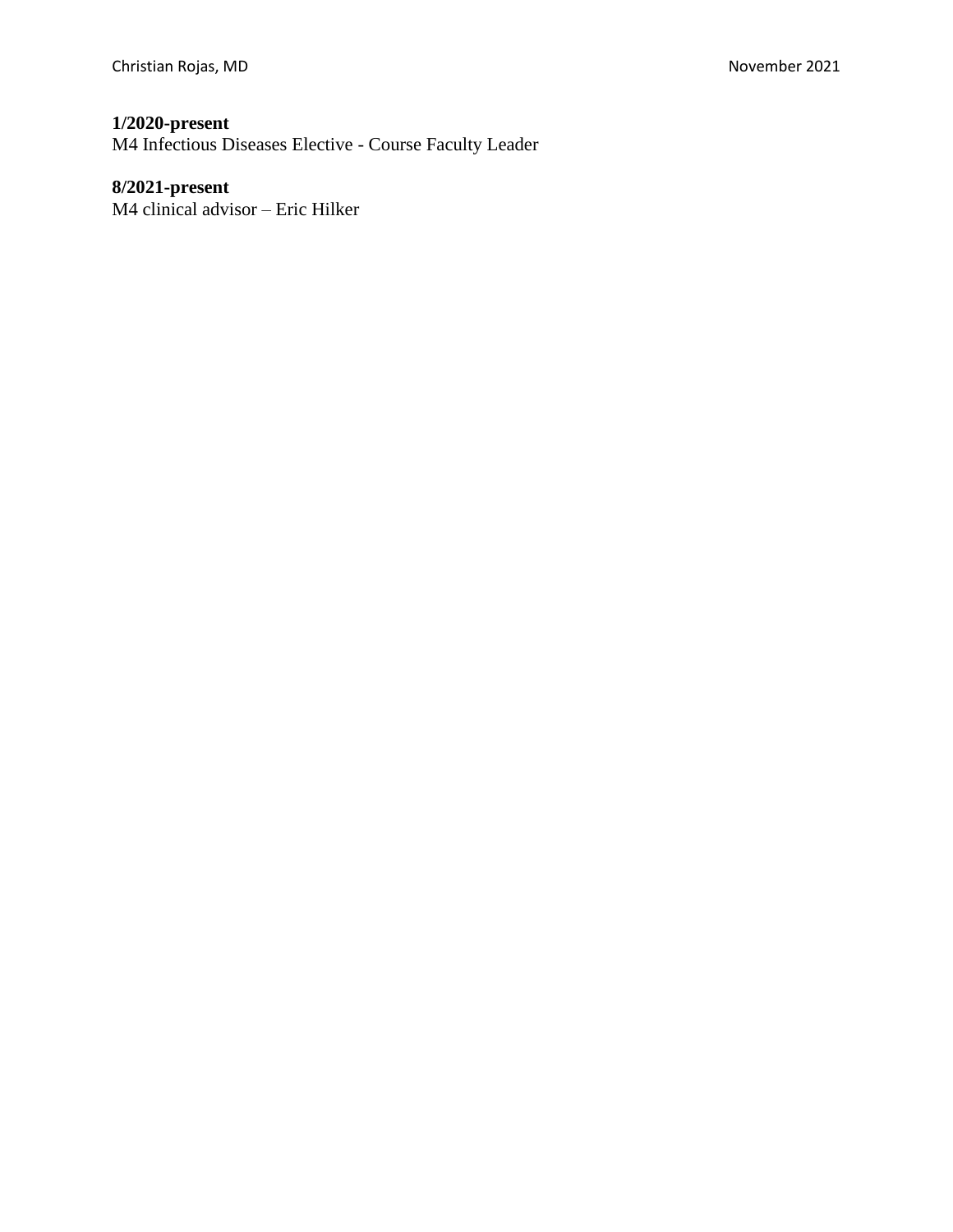**1/2020-present**
M4 Infectious Diseases Elective - Course Faculty Leader

**8/2021-present**
M4 clinical advisor – Eric Hilker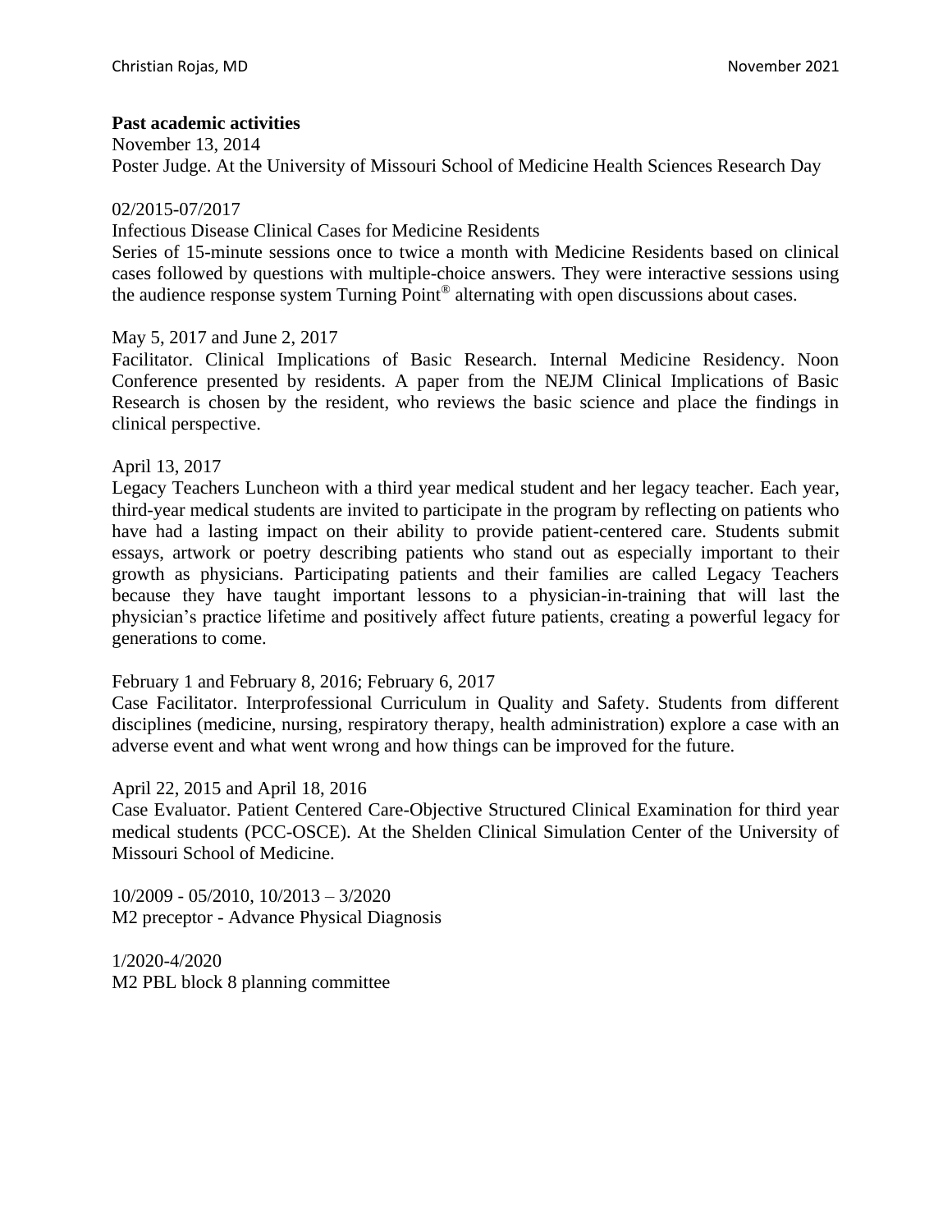**Past academic activities**

November 13, 2014
Poster Judge. At the University of Missouri School of Medicine Health Sciences Research Day

02/2015-07/2017
Infectious Disease Clinical Cases for Medicine Residents
Series of 15-minute sessions once to twice a month with Medicine Residents based on clinical cases followed by questions with multiple-choice answers. They were interactive sessions using the audience response system Turning Point® alternating with open discussions about cases.

May 5, 2017 and June 2, 2017
Facilitator. Clinical Implications of Basic Research. Internal Medicine Residency. Noon Conference presented by residents. A paper from the NEJM Clinical Implications of Basic Research is chosen by the resident, who reviews the basic science and place the findings in clinical perspective.

April 13, 2017
Legacy Teachers Luncheon with a third year medical student and her legacy teacher. Each year, third-year medical students are invited to participate in the program by reflecting on patients who have had a lasting impact on their ability to provide patient-centered care. Students submit essays, artwork or poetry describing patients who stand out as especially important to their growth as physicians. Participating patients and their families are called Legacy Teachers because they have taught important lessons to a physician-in-training that will last the physician's practice lifetime and positively affect future patients, creating a powerful legacy for generations to come.

February 1 and February 8, 2016; February 6, 2017
Case Facilitator. Interprofessional Curriculum in Quality and Safety. Students from different disciplines (medicine, nursing, respiratory therapy, health administration) explore a case with an adverse event and what went wrong and how things can be improved for the future.

April 22, 2015 and April 18, 2016
Case Evaluator. Patient Centered Care-Objective Structured Clinical Examination for third year medical students (PCC-OSCE). At the Shelden Clinical Simulation Center of the University of Missouri School of Medicine.

10/2009 - 05/2010, 10/2013 – 3/2020
M2 preceptor - Advance Physical Diagnosis

1/2020-4/2020
M2 PBL block 8 planning committee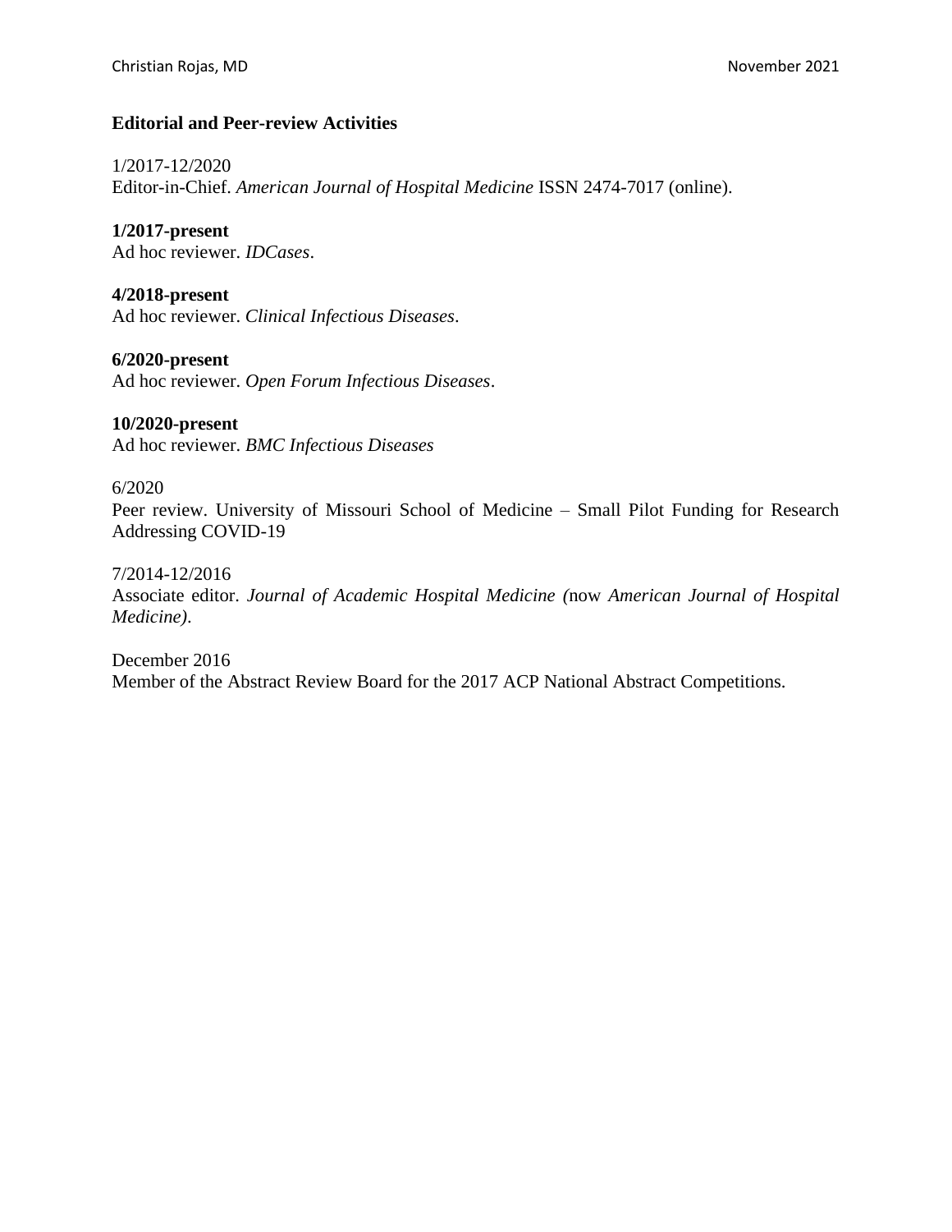**Editorial and Peer-review Activities**

1/2017-12/2020
Editor-in-Chief. *American Journal of Hospital Medicine* ISSN 2474-7017 (online).

**1/2017-present**
Ad hoc reviewer. *IDCases*.

**4/2018-present**
Ad hoc reviewer. *Clinical Infectious Diseases*.

**6/2020-present**
Ad hoc reviewer. *Open Forum Infectious Diseases*.

**10/2020-present**
Ad hoc reviewer. *BMC Infectious Diseases*

6/2020
Peer review. University of Missouri School of Medicine – Small Pilot Funding for Research Addressing COVID-19

7/2014-12/2016
Associate editor. *Journal of Academic Hospital Medicine (*now *American Journal of Hospital Medicine)*.

December 2016
Member of the Abstract Review Board for the 2017 ACP National Abstract Competitions.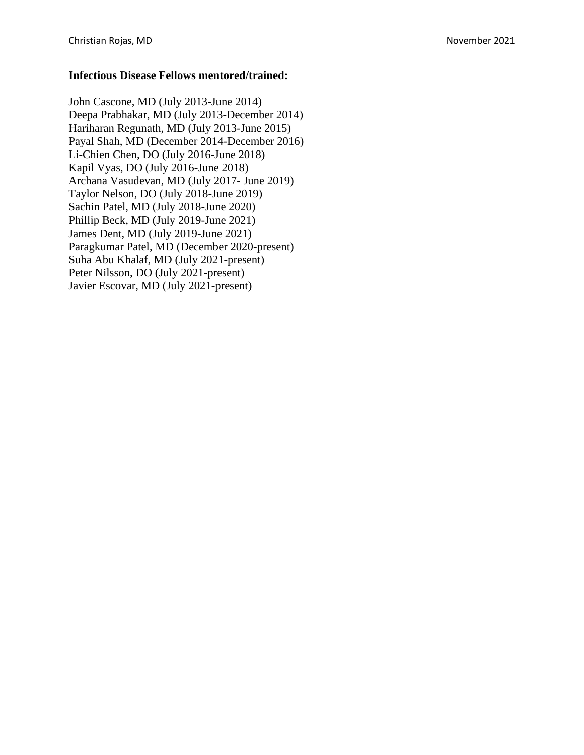**Infectious Disease Fellows mentored/trained:**

John Cascone, MD (July 2013-June 2014)
Deepa Prabhakar, MD (July 2013-December 2014)
Hariharan Regunath, MD (July 2013-June 2015)
Payal Shah, MD (December 2014-December 2016)
Li-Chien Chen, DO (July 2016-June 2018)
Kapil Vyas, DO (July 2016-June 2018)
Archana Vasudevan, MD (July 2017- June 2019)
Taylor Nelson, DO (July 2018-June 2019)
Sachin Patel, MD (July 2018-June 2020)
Phillip Beck, MD (July 2019-June 2021)
James Dent, MD (July 2019-June 2021)
Paragkumar Patel, MD (December 2020-present)
Suha Abu Khalaf, MD (July 2021-present)
Peter Nilsson, DO (July 2021-present)
Javier Escovar, MD (July 2021-present)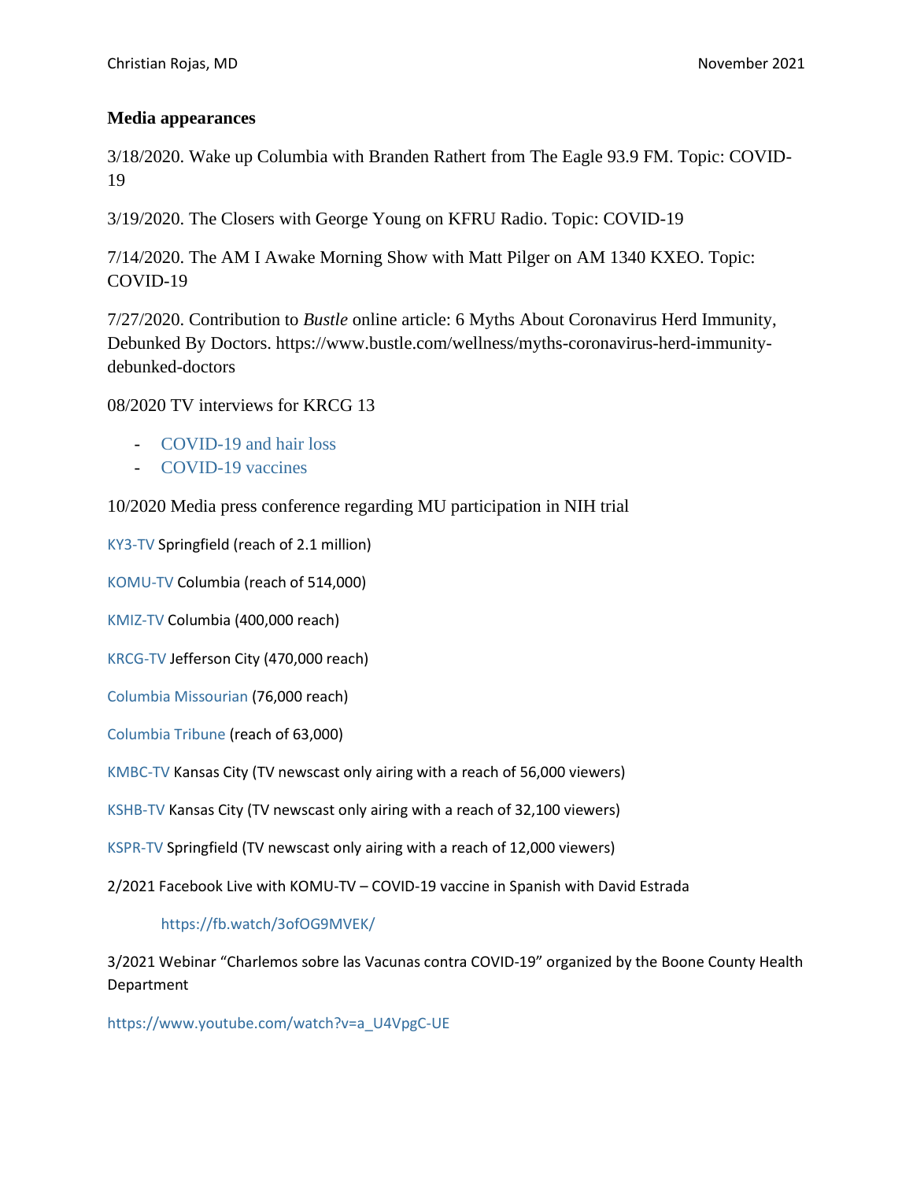## Media appearances

3/18/2020. Wake up Columbia with Branden Rathert from The Eagle 93.9 FM. Topic: COVID-19

3/19/2020. The Closers with George Young on KFRU Radio. Topic: COVID-19

7/14/2020. The AM I Awake Morning Show with Matt Pilger on AM 1340 KXEO. Topic: COVID-19

7/27/2020. Contribution to *Bustle* online article: 6 Myths About Coronavirus Herd Immunity, Debunked By Doctors. https://www.bustle.com/wellness/myths-coronavirus-herd-immunity-debunked-doctors

08/2020 TV interviews for KRCG 13

- COVID-19 and hair loss
- COVID-19 vaccines

10/2020 Media press conference regarding MU participation in NIH trial

KY3-TV Springfield (reach of 2.1 million)

KOMU-TV Columbia (reach of 514,000)

KMIZ-TV Columbia (400,000 reach)

KRCG-TV Jefferson City (470,000 reach)

Columbia Missourian (76,000 reach)

Columbia Tribune (reach of 63,000)

KMBC-TV Kansas City (TV newscast only airing with a reach of 56,000 viewers)

KSHB-TV Kansas City (TV newscast only airing with a reach of 32,100 viewers)

KSPR-TV Springfield (TV newscast only airing with a reach of 12,000 viewers)

2/2021 Facebook Live with KOMU-TV – COVID-19 vaccine in Spanish with David Estrada

https://fb.watch/3ofOG9MVEK/

3/2021 Webinar "Charlemos sobre las Vacunas contra COVID-19" organized by the Boone County Health Department

https://www.youtube.com/watch?v=a_U4VpgC-UE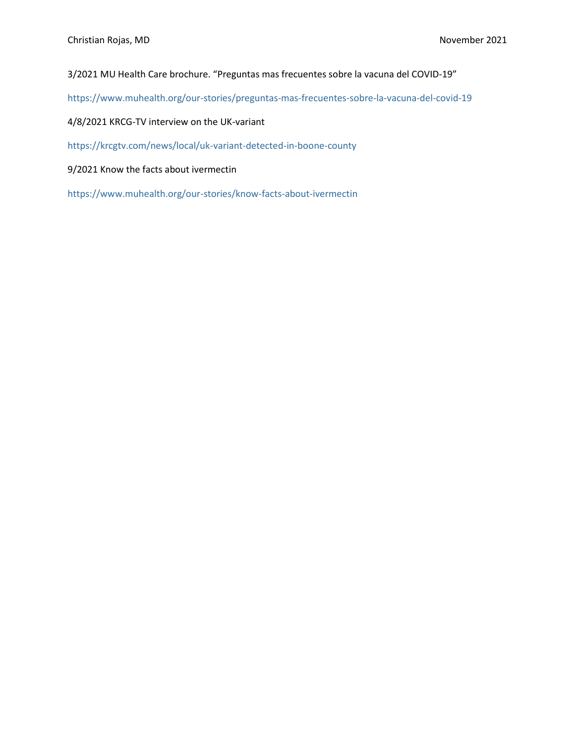3/2021 MU Health Care brochure. “Preguntas mas frecuentes sobre la vacuna del COVID-19”

https://www.muhealth.org/our-stories/preguntas-mas-frecuentes-sobre-la-vacuna-del-covid-19

4/8/2021 KRCG-TV interview on the UK-variant

https://krcgtv.com/news/local/uk-variant-detected-in-boone-county

9/2021 Know the facts about ivermectin

https://www.muhealth.org/our-stories/know-facts-about-ivermectin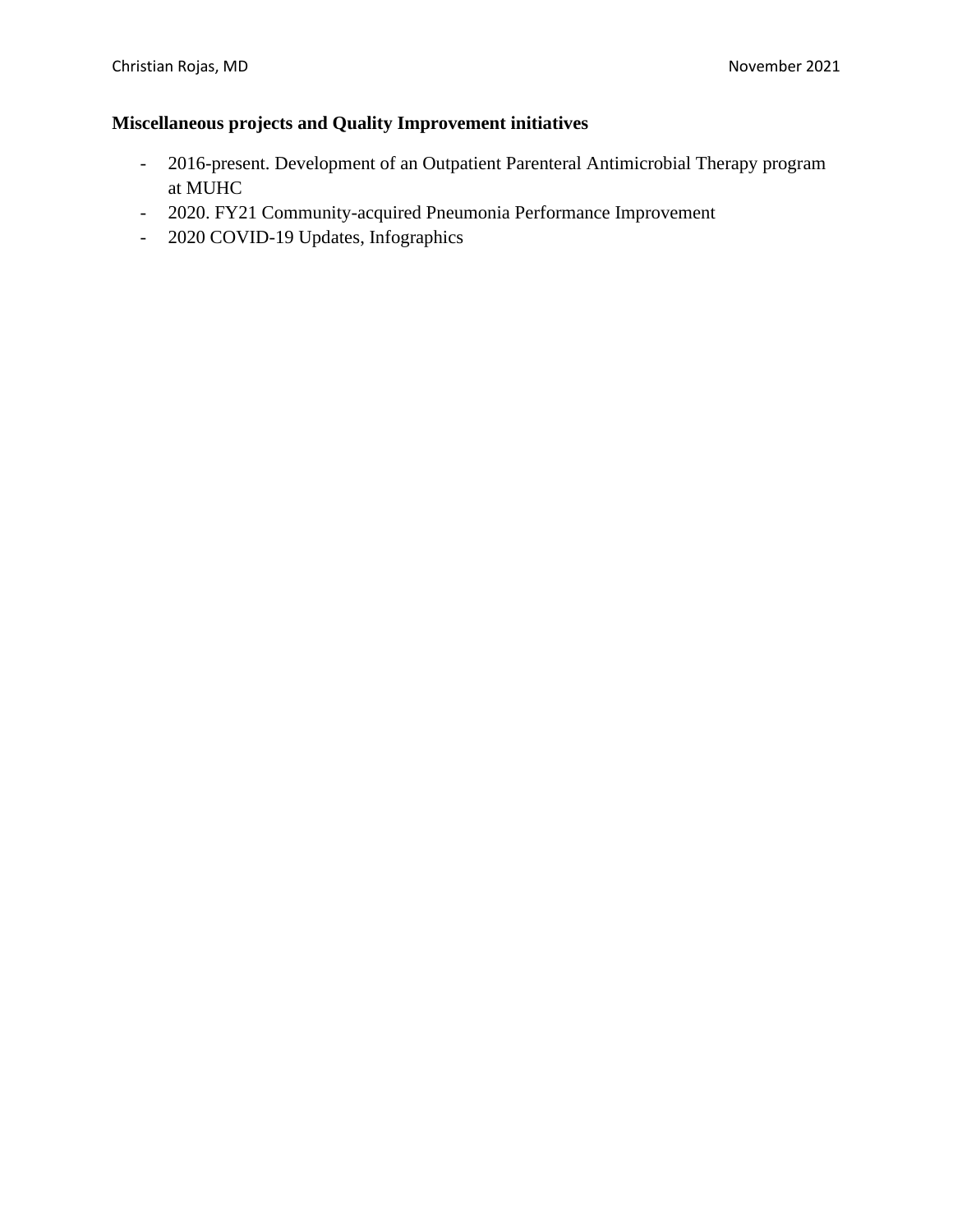**Miscellaneous projects and Quality Improvement initiatives**

- 2016-present. Development of an Outpatient Parenteral Antimicrobial Therapy program at MUHC
- 2020. FY21 Community-acquired Pneumonia Performance Improvement
- 2020 COVID-19 Updates, Infographics